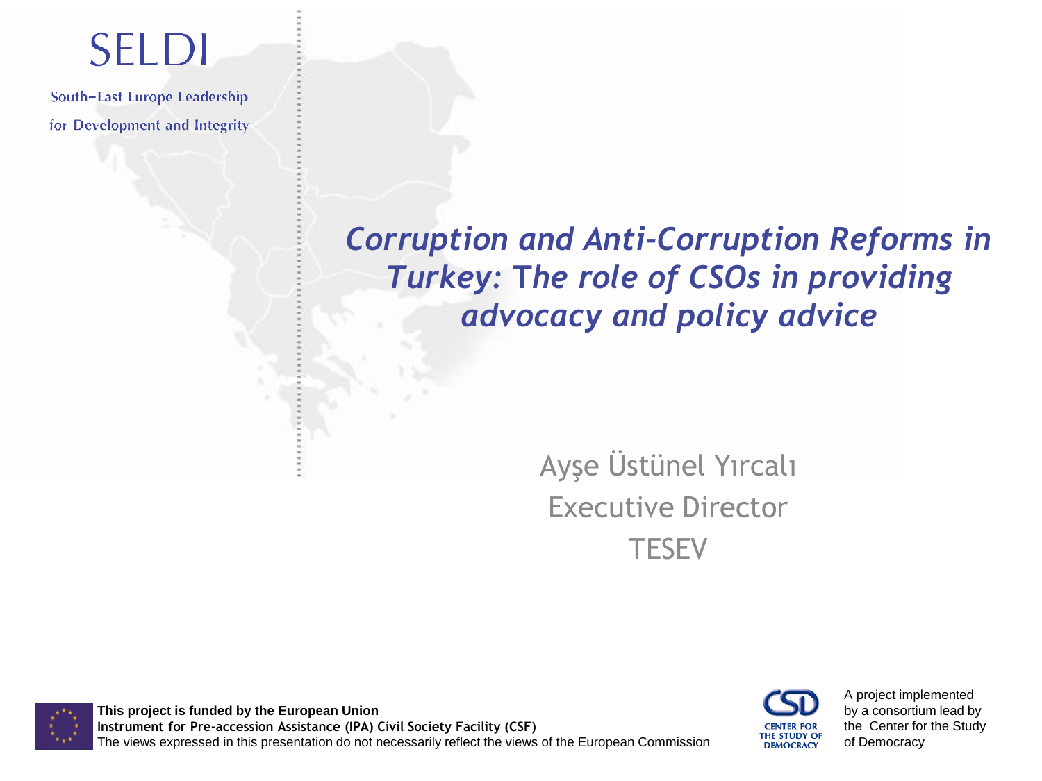SELDI

South–East Europe Leadership for Development and Integrity

# *Corruption and Anti-Corruption Reforms in Turkey: The role of CSOs in providing advocacy and policy advice*

Ayşe Üstünel Yırcalı
Executive Director
TESEV

**This project is funded by the European Union**
**Instrument for Pre-accession Assistance (IPA) Civil Society Facility (CSF)**
The views expressed in this presentation do not necessarily reflect the views of the European Commission

CSD CENTER FOR THE STUDY OF DEMOCRACY

A project implemented by a consortium lead by the Center for the Study of Democracy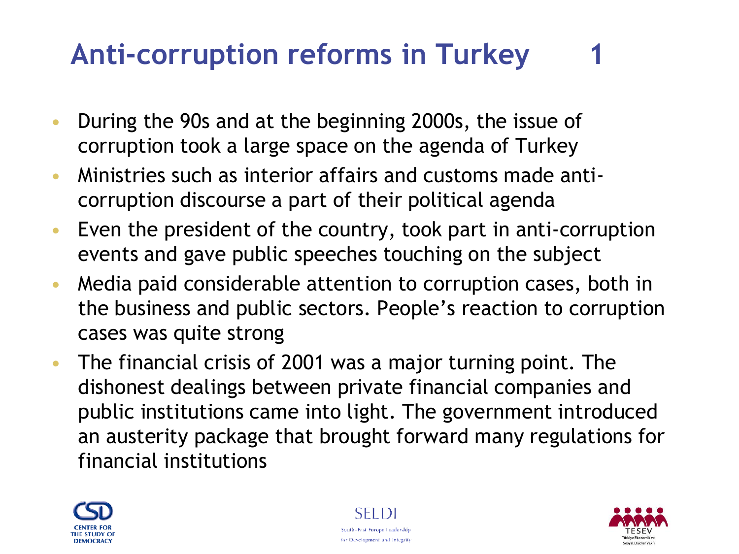# Anti-corruption reforms in Turkey 1

- During the 90s and at the beginning 2000s, the issue of corruption took a large space on the agenda of Turkey
- Ministries such as interior affairs and customs made anti-corruption discourse a part of their political agenda
- Even the president of the country, took part in anti-corruption events and gave public speeches touching on the subject
- Media paid considerable attention to corruption cases, both in the business and public sectors. People's reaction to corruption cases was quite strong
- The financial crisis of 2001 was a major turning point. The dishonest dealings between private financial companies and public institutions came into light. The government introduced an austerity package that brought forward many regulations for financial institutions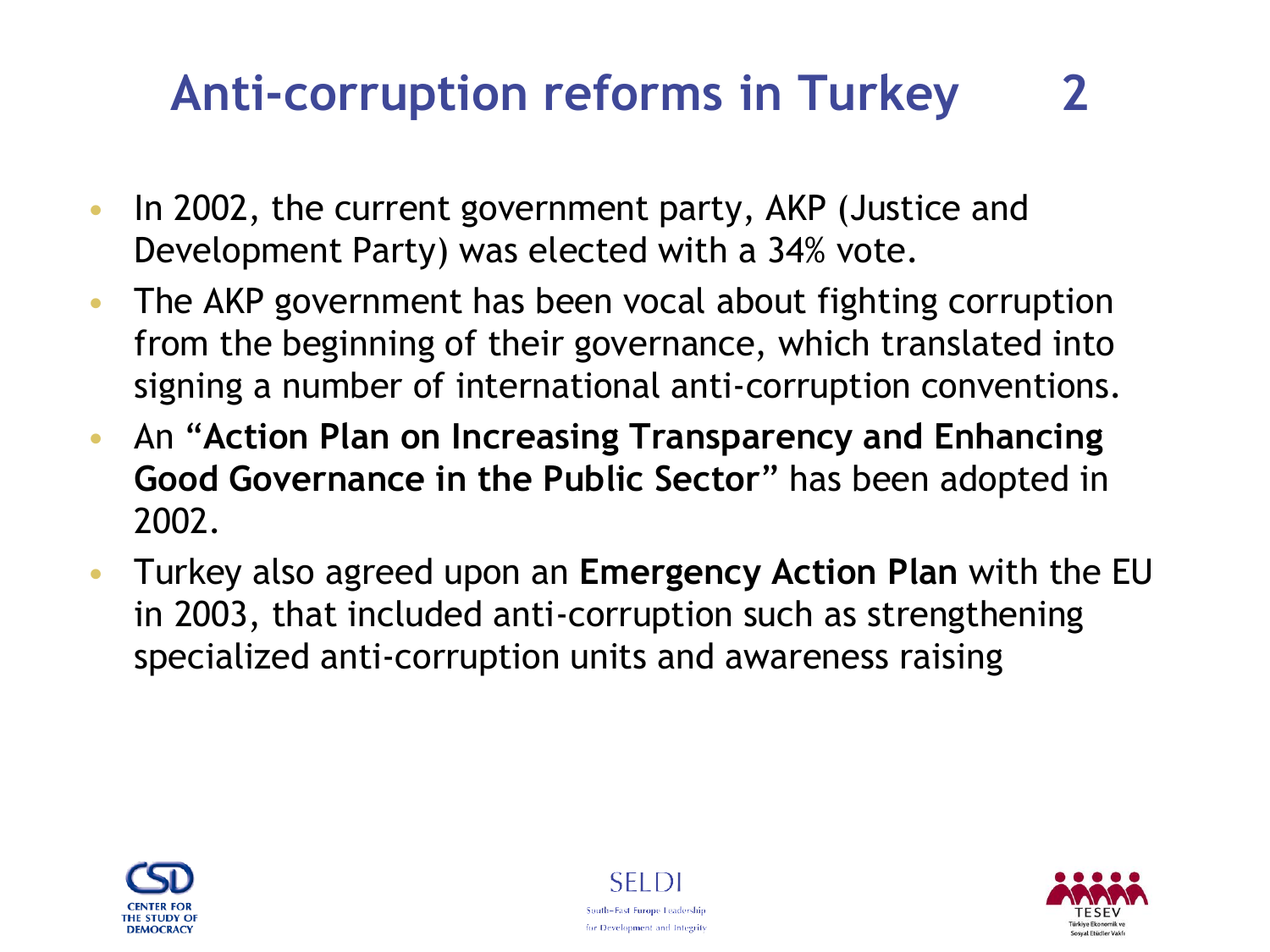# Anti-corruption reforms in Turkey 2

- In 2002, the current government party, AKP (Justice and Development Party) was elected with a 34% vote.
- The AKP government has been vocal about fighting corruption from the beginning of their governance, which translated into signing a number of international anti-corruption conventions.
- An "**Action Plan on Increasing Transparency and Enhancing Good Governance in the Public Sector**" has been adopted in 2002.
- Turkey also agreed upon an **Emergency Action Plan** with the EU in 2003, that included anti-corruption such as strengthening specialized anti-corruption units and awareness raising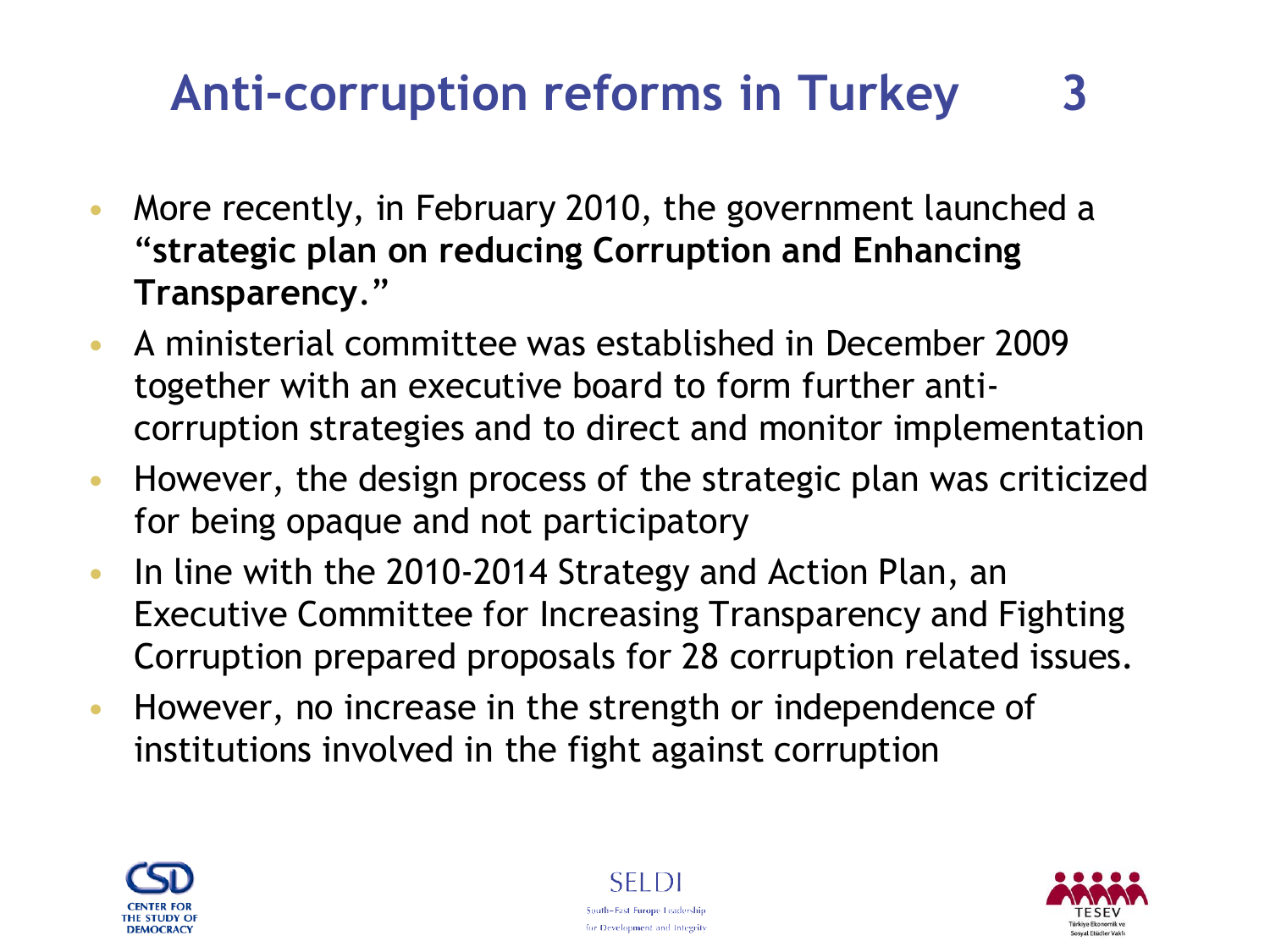# Anti-corruption reforms in Turkey 3

- More recently, in February 2010, the government launched a "**strategic plan on reducing Corruption and Enhancing Transparency.**"
- A ministerial committee was established in December 2009 together with an executive board to form further anti-corruption strategies and to direct and monitor implementation
- However, the design process of the strategic plan was criticized for being opaque and not participatory
- In line with the 2010-2014 Strategy and Action Plan, an Executive Committee for Increasing Transparency and Fighting Corruption prepared proposals for 28 corruption related issues.
- However, no increase in the strength or independence of institutions involved in the fight against corruption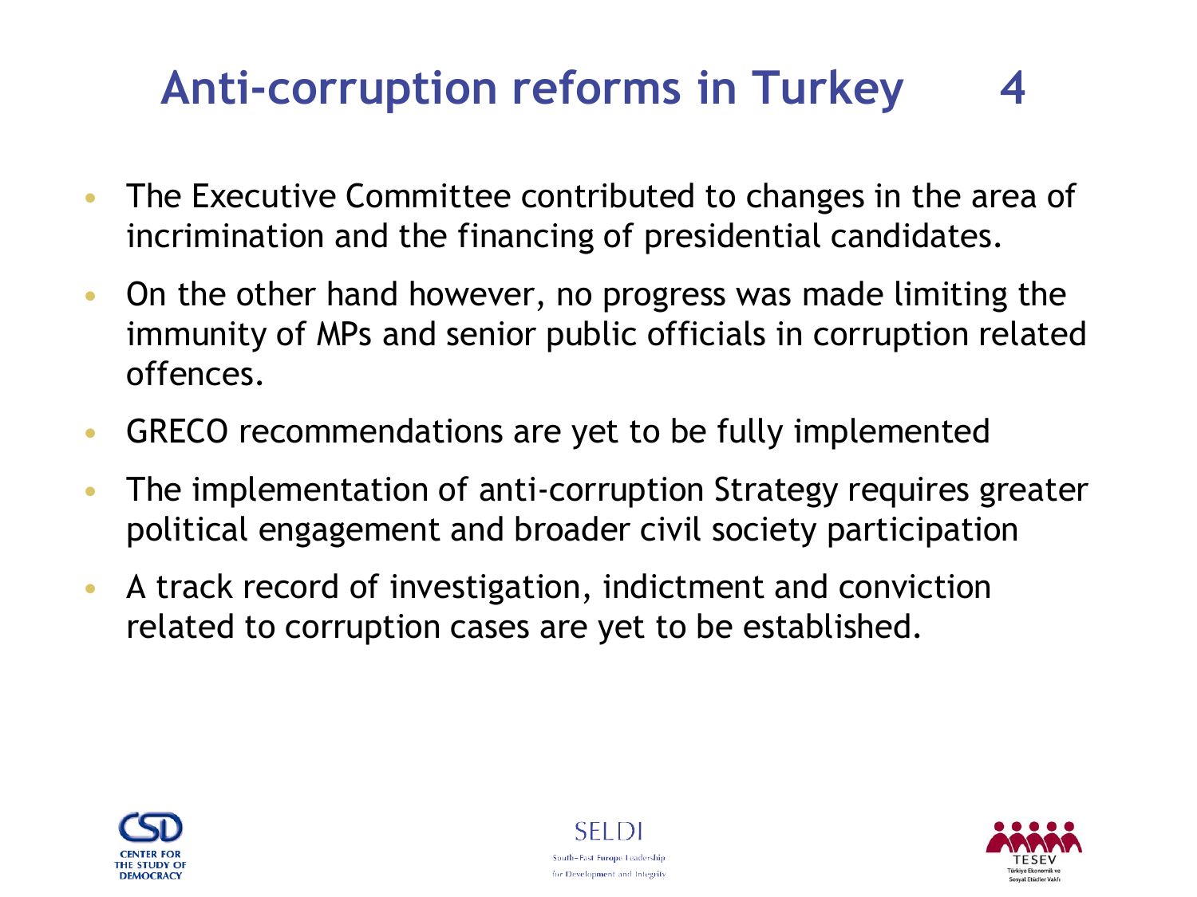# Anti-corruption reforms in Turkey 4

- The Executive Committee contributed to changes in the area of incrimination and the financing of presidential candidates.
- On the other hand however, no progress was made limiting the immunity of MPs and senior public officials in corruption related offences.
- GRECO recommendations are yet to be fully implemented
- The implementation of anti-corruption Strategy requires greater political engagement and broader civil society participation
- A track record of investigation, indictment and conviction related to corruption cases are yet to be established.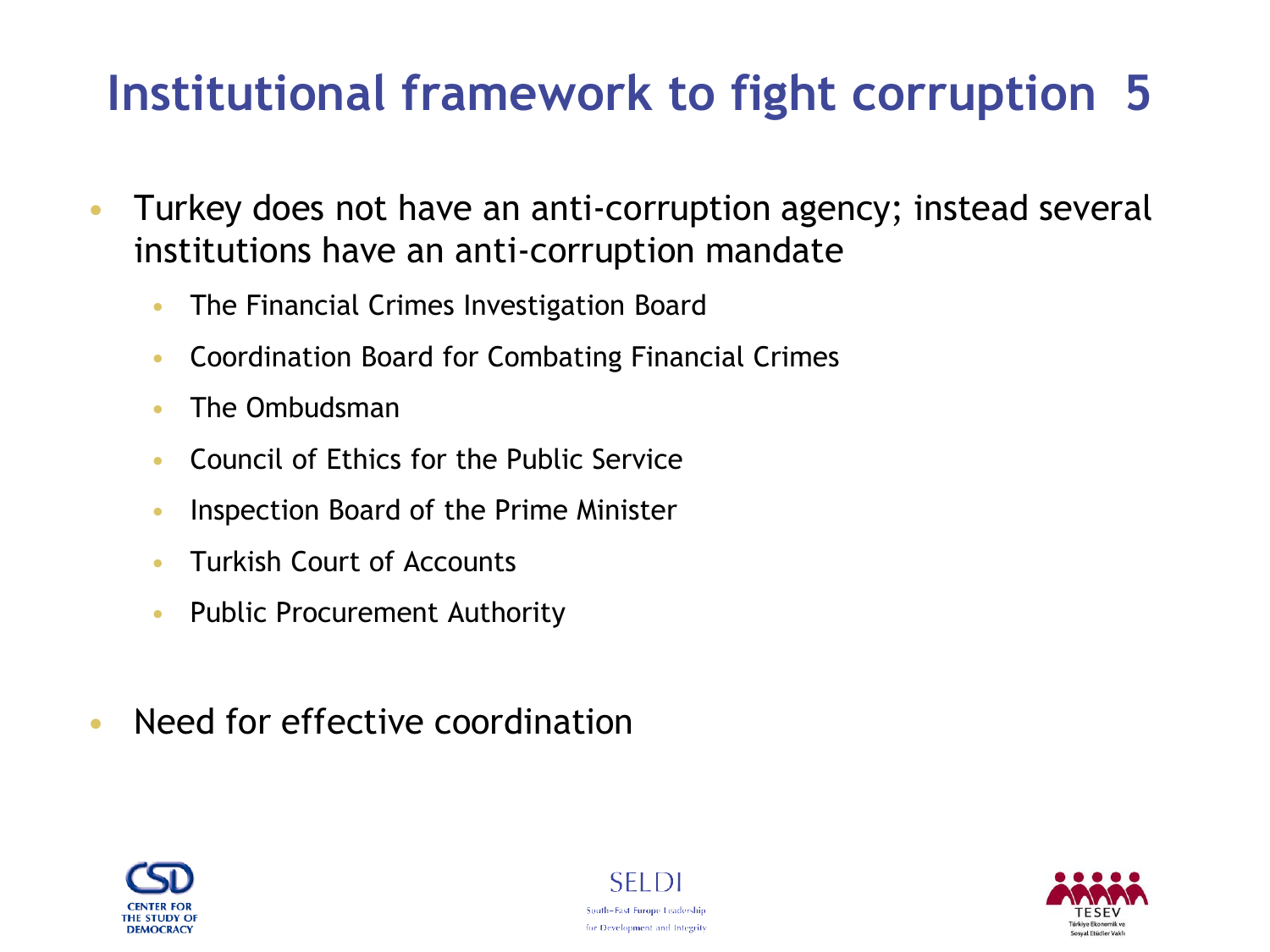# Institutional framework to fight corruption 5

- Turkey does not have an anti-corruption agency; instead several institutions have an anti-corruption mandate
  - The Financial Crimes Investigation Board
  - Coordination Board for Combating Financial Crimes
  - The Ombudsman
  - Council of Ethics for the Public Service
  - Inspection Board of the Prime Minister
  - Turkish Court of Accounts
  - Public Procurement Authority
- Need for effective coordination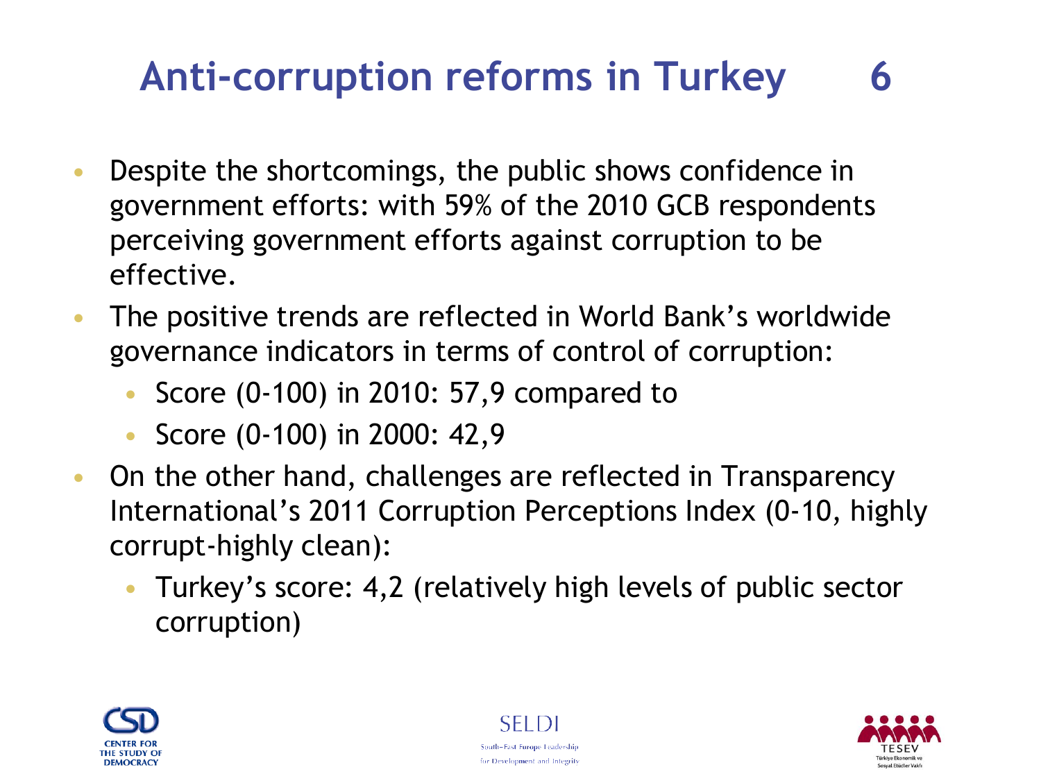# Anti-corruption reforms in Turkey 6

- Despite the shortcomings, the public shows confidence in government efforts: with 59% of the 2010 GCB respondents perceiving government efforts against corruption to be effective.
- The positive trends are reflected in World Bank's worldwide governance indicators in terms of control of corruption:
  - Score (0-100) in 2010: 57,9 compared to
  - Score (0-100) in 2000: 42,9
- On the other hand, challenges are reflected in Transparency International's 2011 Corruption Perceptions Index (0-10, highly corrupt-highly clean):
  - Turkey's score: 4,2 (relatively high levels of public sector corruption)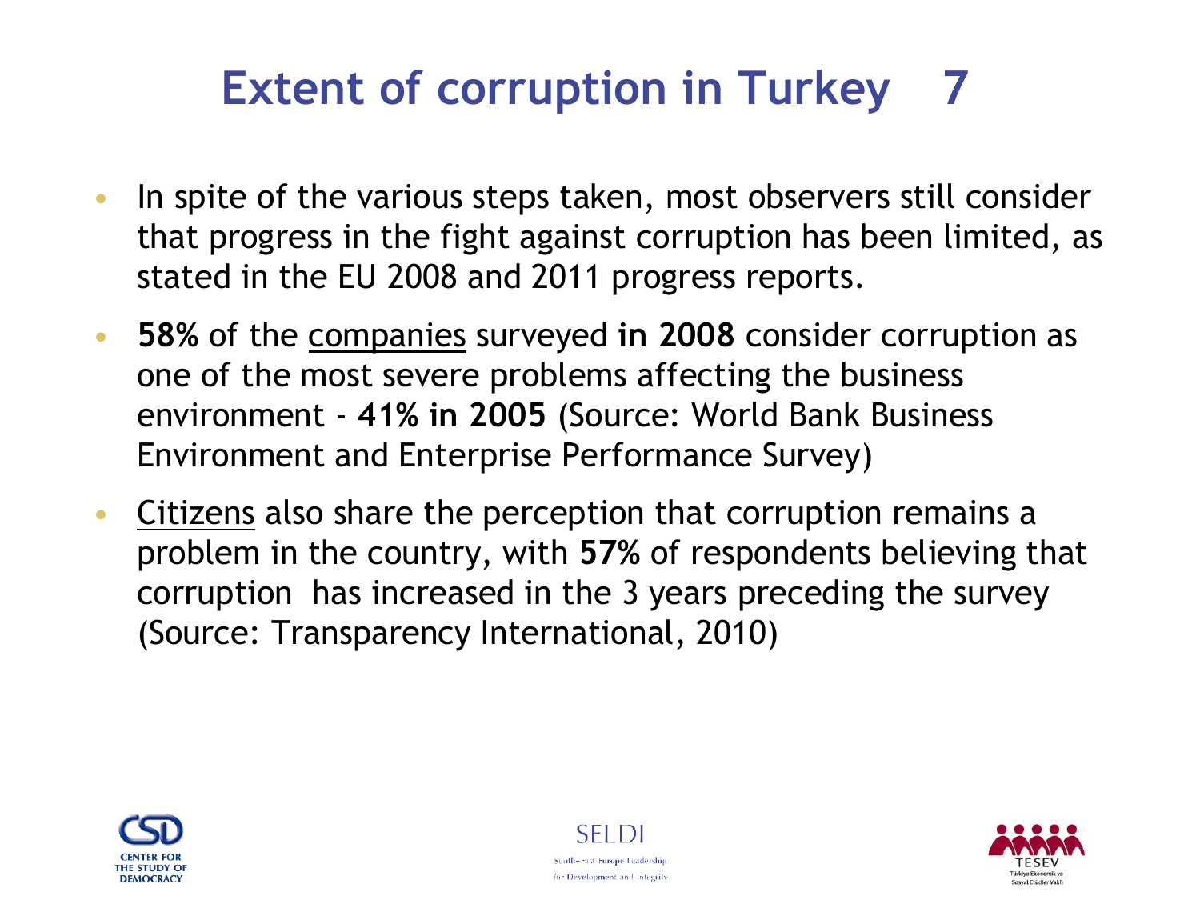# Extent of corruption in Turkey 7

- In spite of the various steps taken, most observers still consider that progress in the fight against corruption has been limited, as stated in the EU 2008 and 2011 progress reports.
- **58%** of the companies surveyed **in 2008** consider corruption as one of the most severe problems affecting the business environment - **41% in 2005** (Source: World Bank Business Environment and Enterprise Performance Survey)
- Citizens also share the perception that corruption remains a problem in the country, with **57%** of respondents believing that corruption has increased in the 3 years preceding the survey (Source: Transparency International, 2010)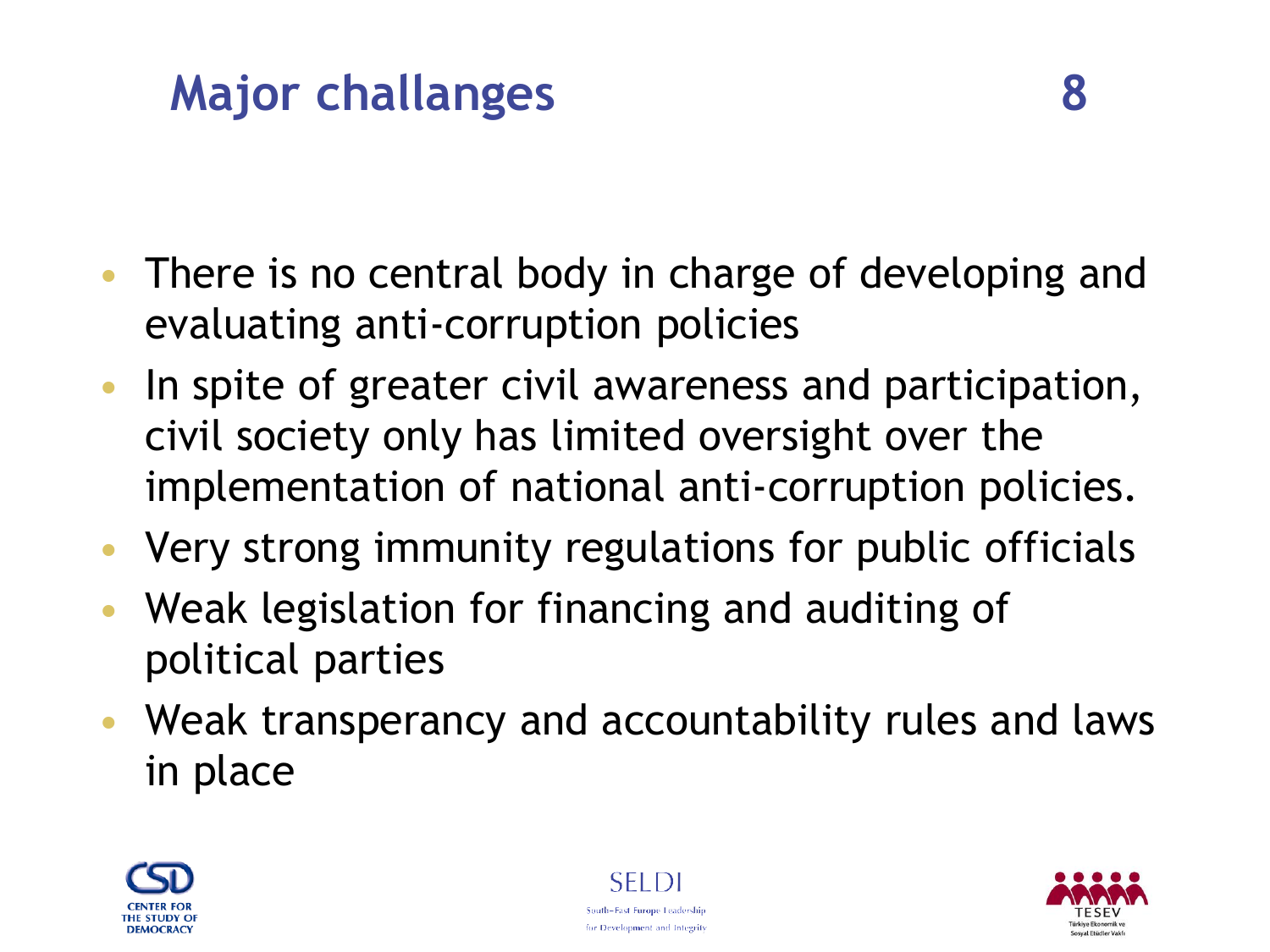# Major challanges

- There is no central body in charge of developing and evaluating anti-corruption policies
- In spite of greater civil awareness and participation, civil society only has limited oversight over the implementation of national anti-corruption policies.
- Very strong immunity regulations for public officials
- Weak legislation for financing and auditing of political parties
- Weak transperancy and accountability rules and laws in place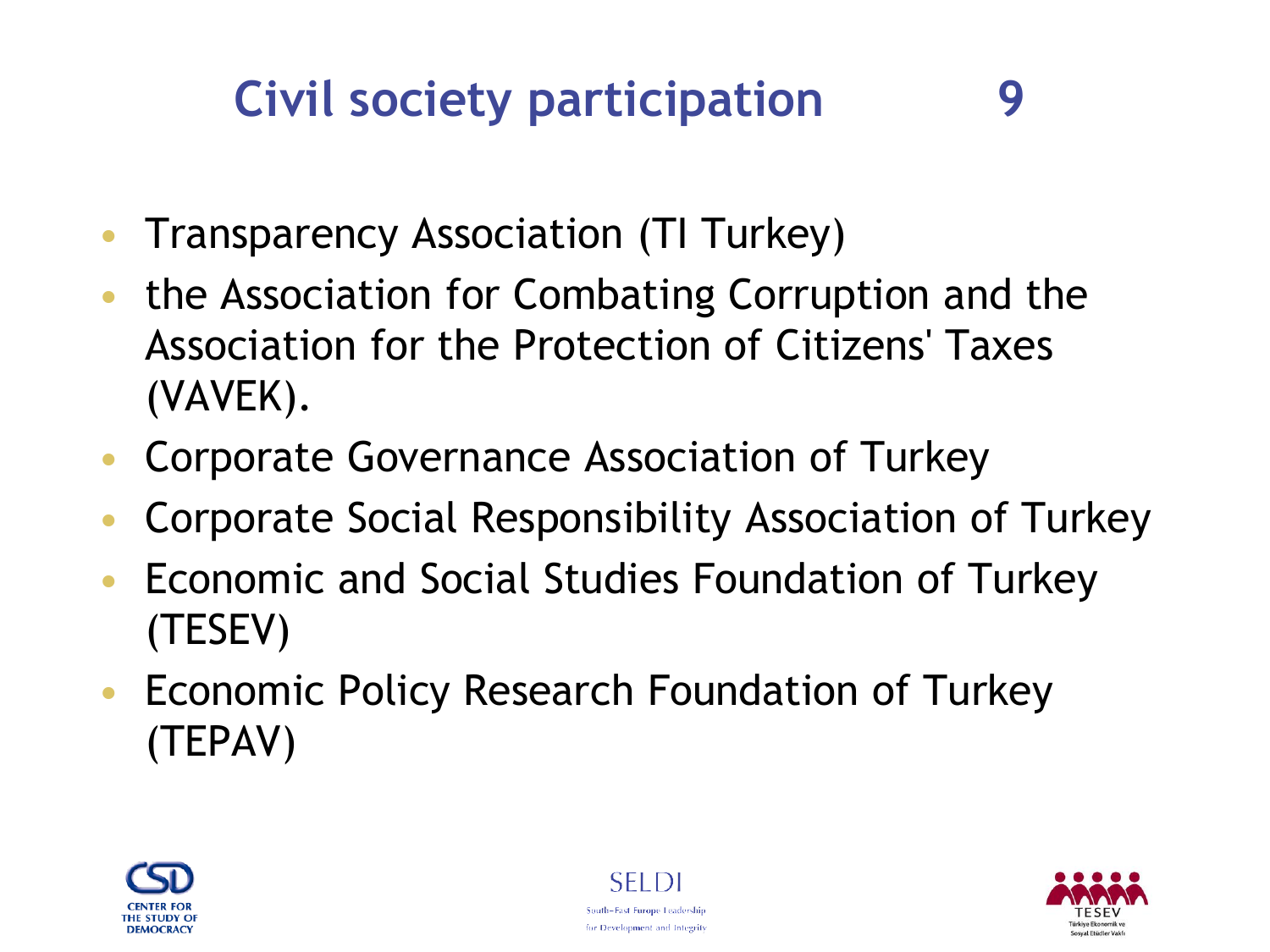# Civil society participation

- Transparency Association (TI Turkey)
- the Association for Combating Corruption and the Association for the Protection of Citizens' Taxes (VAVEK).
- Corporate Governance Association of Turkey
- Corporate Social Responsibility Association of Turkey
- Economic and Social Studies Foundation of Turkey (TESEV)
- Economic Policy Research Foundation of Turkey (TEPAV)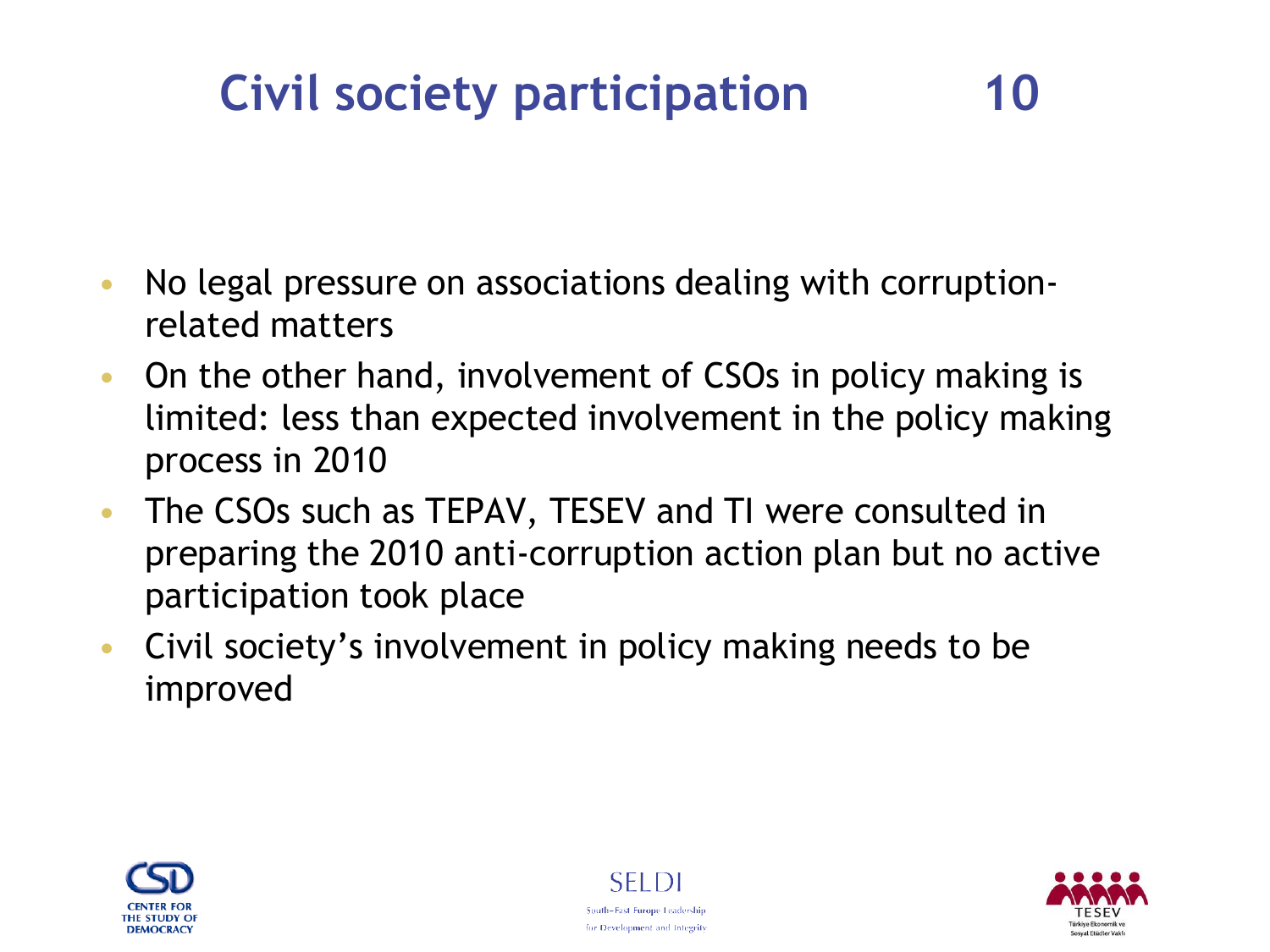# Civil society participation 10

- No legal pressure on associations dealing with corruption-related matters
- On the other hand, involvement of CSOs in policy making is limited: less than expected involvement in the policy making process in 2010
- The CSOs such as TEPAV, TESEV and TI were consulted in preparing the 2010 anti-corruption action plan but no active participation took place
- Civil society's involvement in policy making needs to be improved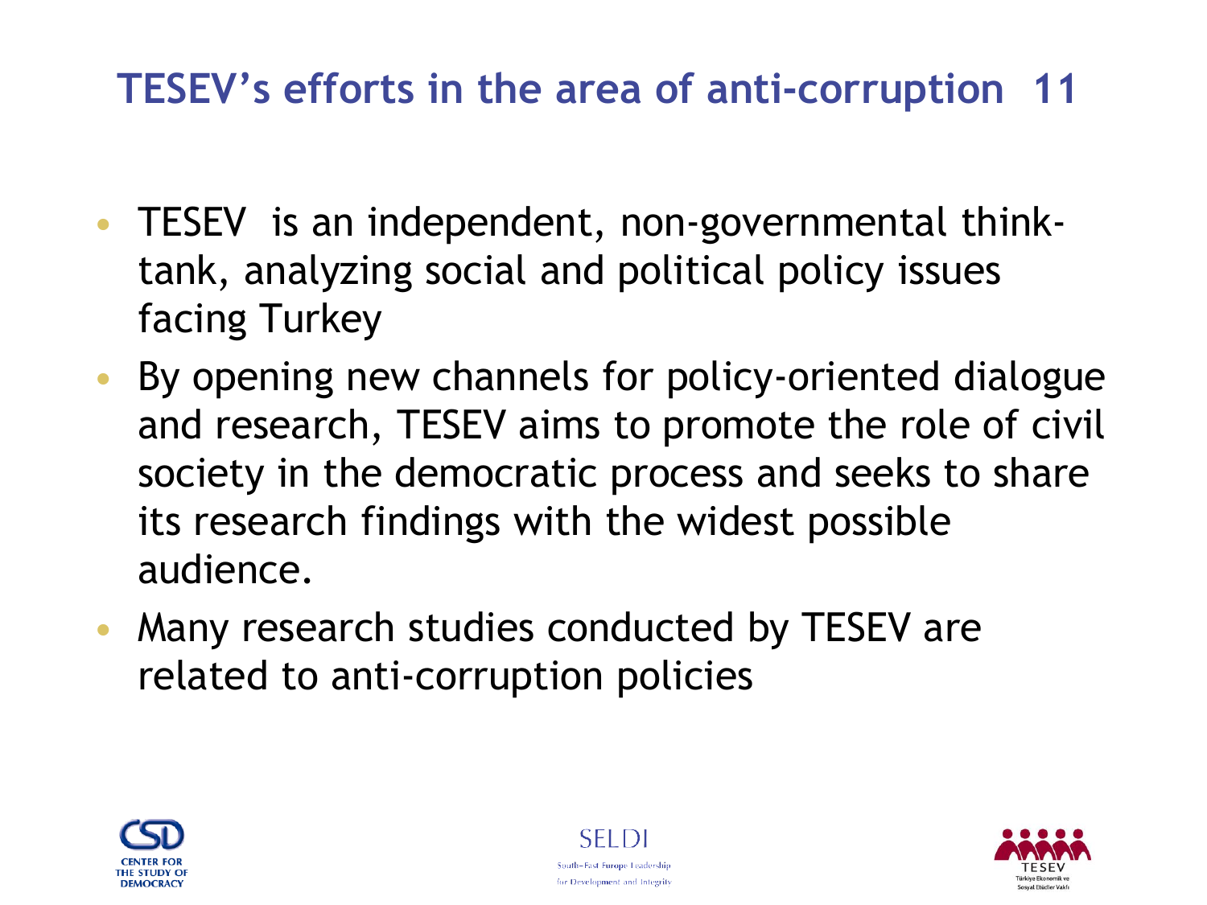# TESEV's efforts in the area of anti-corruption

- TESEV is an independent, non-governmental think-tank, analyzing social and political policy issues facing Turkey
- By opening new channels for policy-oriented dialogue and research, TESEV aims to promote the role of civil society in the democratic process and seeks to share its research findings with the widest possible audience.
- Many research studies conducted by TESEV are related to anti-corruption policies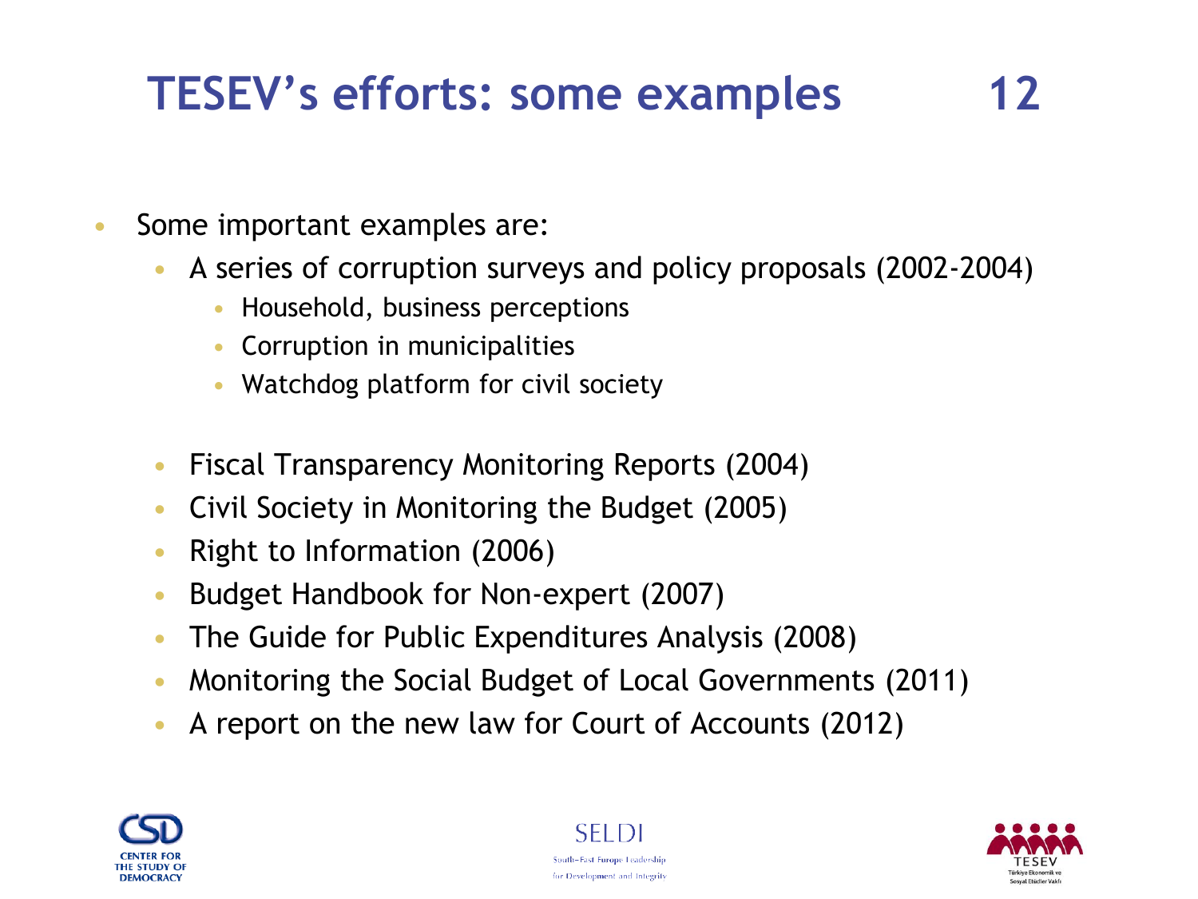# TESEV's efforts: some examples

- Some important examples are:
  - A series of corruption surveys and policy proposals (2002-2004)
    - Household, business perceptions
    - Corruption in municipalities
    - Watchdog platform for civil society
  - Fiscal Transparency Monitoring Reports (2004)
  - Civil Society in Monitoring the Budget (2005)
  - Right to Information (2006)
  - Budget Handbook for Non-expert (2007)
  - The Guide for Public Expenditures Analysis (2008)
  - Monitoring the Social Budget of Local Governments (2011)
  - A report on the new law for Court of Accounts (2012)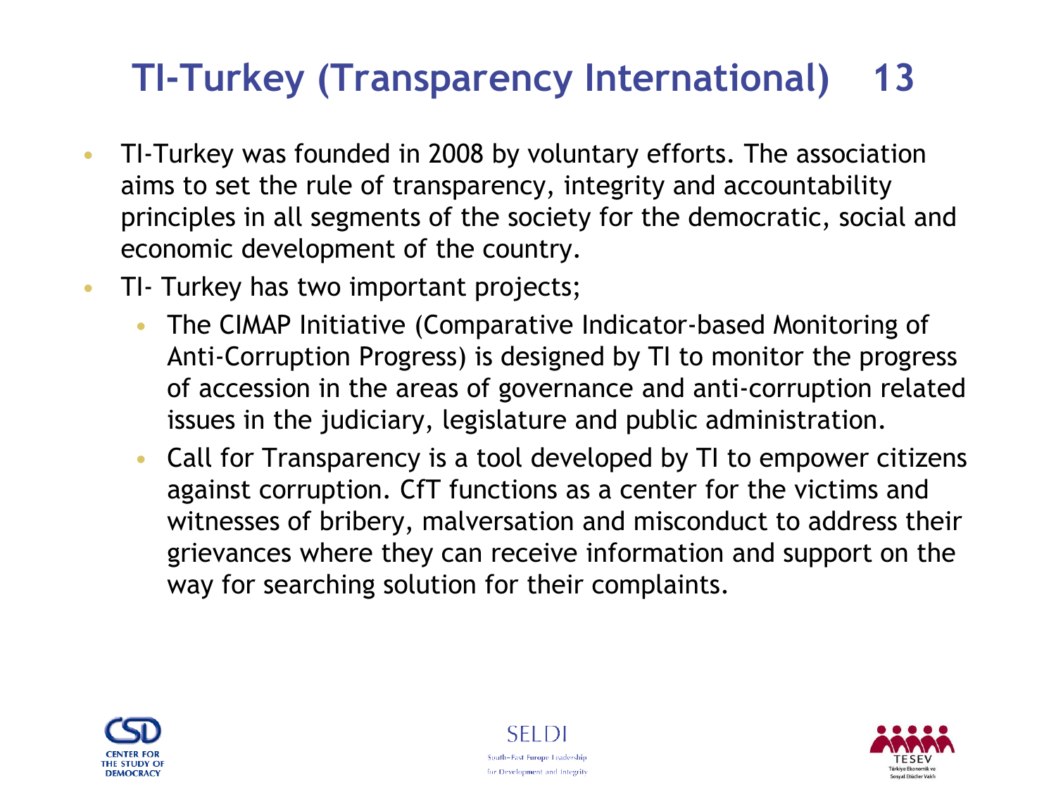# TI-Turkey (Transparency International) 13

- TI-Turkey was founded in 2008 by voluntary efforts. The association aims to set the rule of transparency, integrity and accountability principles in all segments of the society for the democratic, social and economic development of the country.
- TI- Turkey has two important projects;
  - The CIMAP Initiative (Comparative Indicator-based Monitoring of Anti-Corruption Progress) is designed by TI to monitor the progress of accession in the areas of governance and anti-corruption related issues in the judiciary, legislature and public administration.
  - Call for Transparency is a tool developed by TI to empower citizens against corruption. CfT functions as a center for the victims and witnesses of bribery, malversation and misconduct to address their grievances where they can receive information and support on the way for searching solution for their complaints.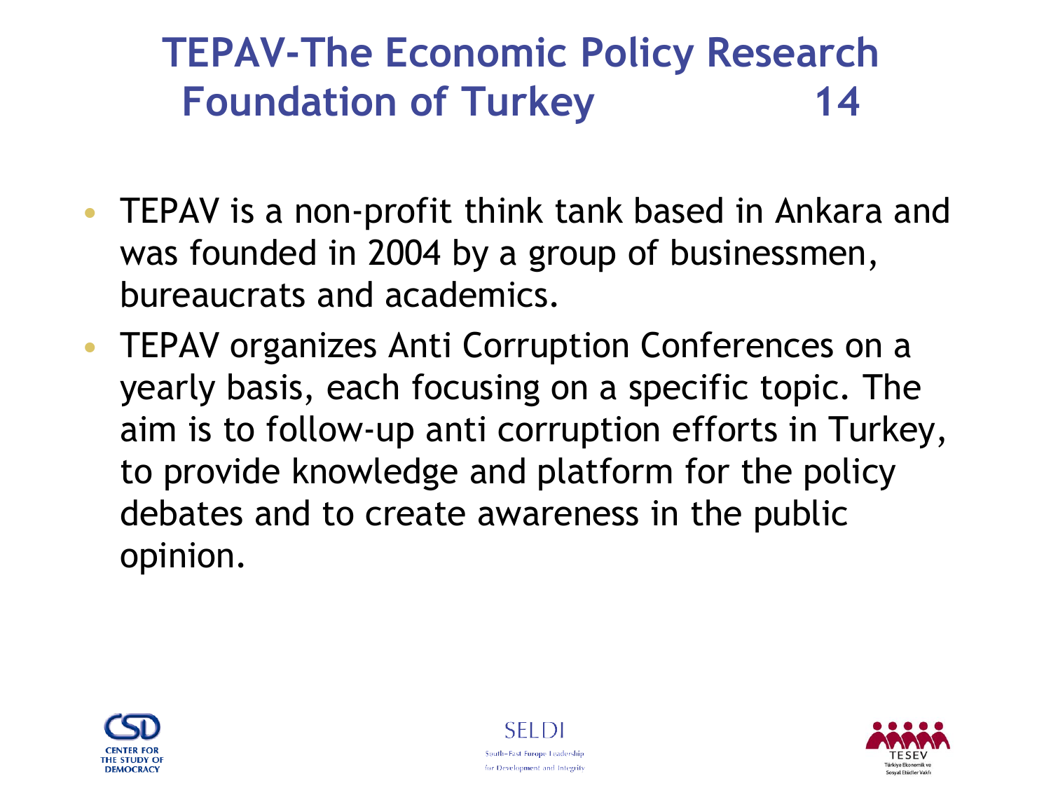# TEPAV-The Economic Policy Research Foundation of Turkey 14

- TEPAV is a non-profit think tank based in Ankara and was founded in 2004 by a group of businessmen, bureaucrats and academics.
- TEPAV organizes Anti Corruption Conferences on a yearly basis, each focusing on a specific topic. The aim is to follow-up anti corruption efforts in Turkey, to provide knowledge and platform for the policy debates and to create awareness in the public opinion.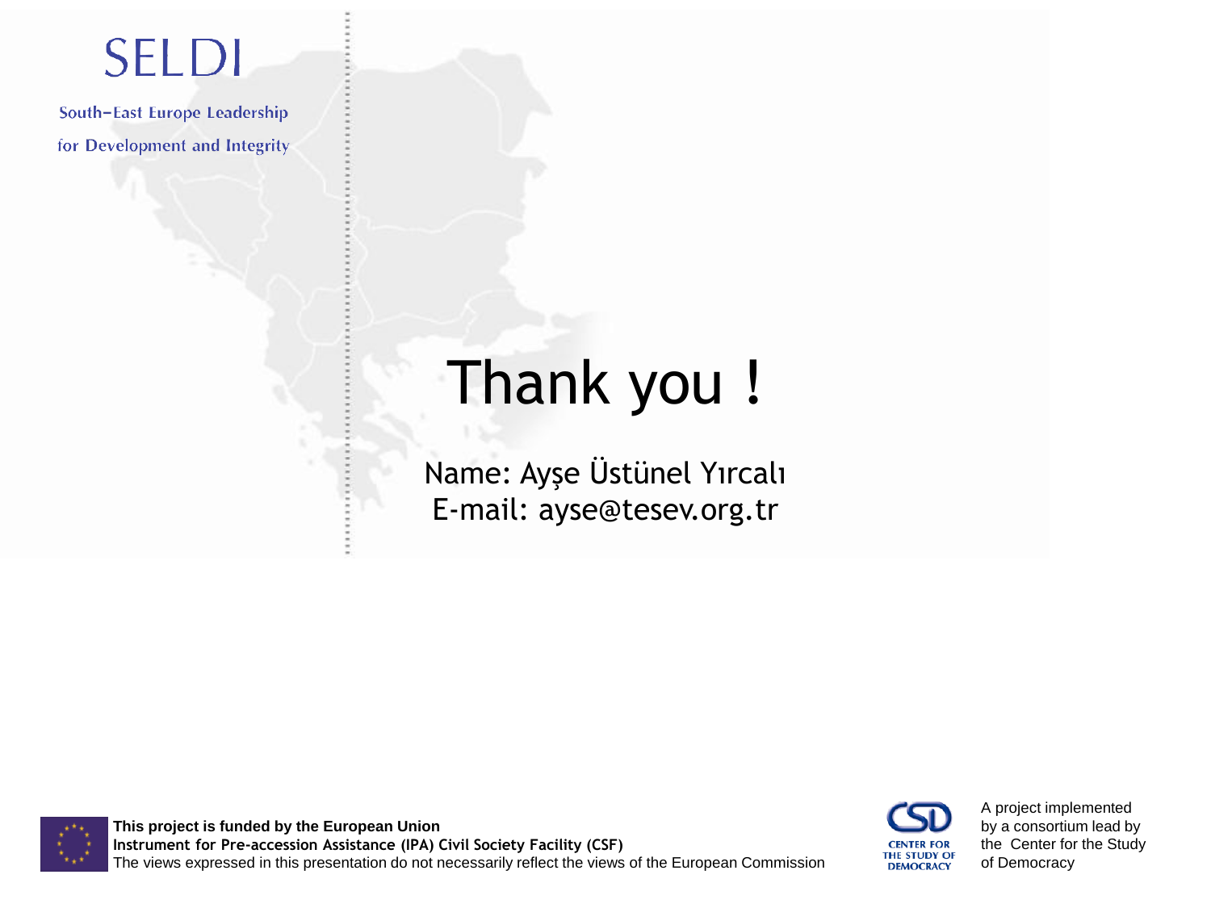SELDI

South–East Europe Leadership for Development and Integrity

# Thank you !

Name: Ayşe Üstünel Yırcalı
E-mail: ayse@tesev.org.tr

**This project is funded by the European Union**
**Instrument for Pre-accession Assistance (IPA) Civil Society Facility (CSF)**
The views expressed in this presentation do not necessarily reflect the views of the European Commission

CENTER FOR THE STUDY OF DEMOCRACY

A project implemented by a consortium lead by the Center for the Study of Democracy